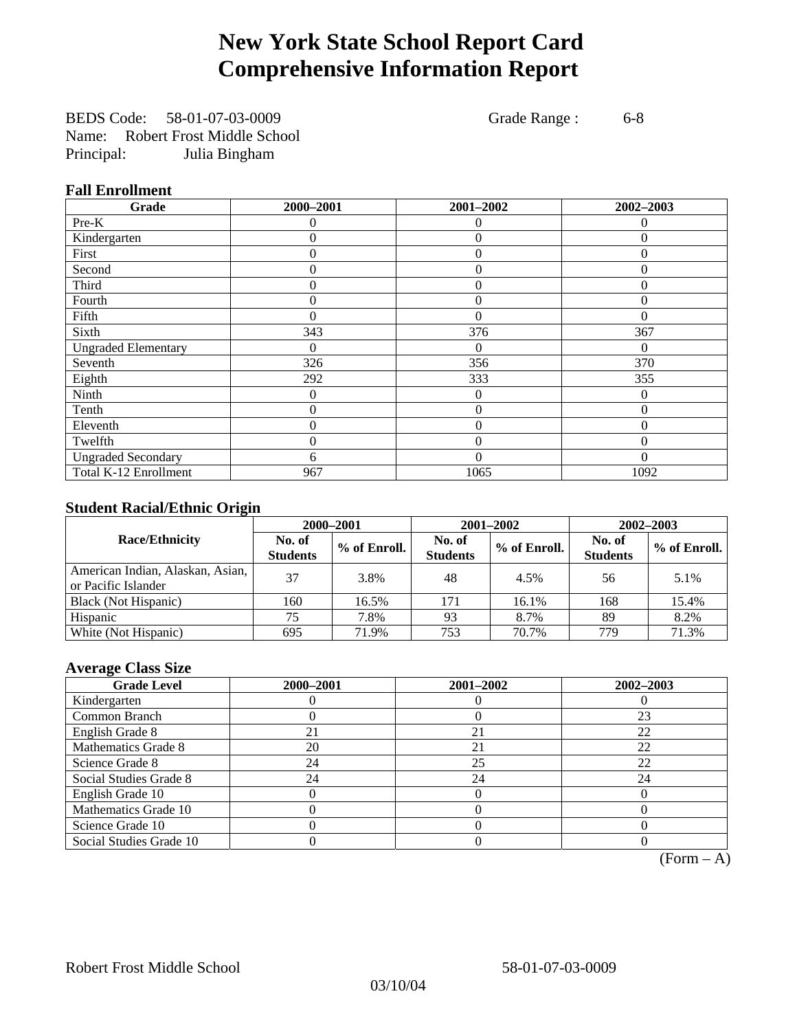# New York State School Report Card
# Comprehensive Information Report

BEDS Code: 58-01-07-03-0009 Grade Range : 6-8
Name: Robert Frost Middle School
Principal: Julia Bingham

### Fall Enrollment

| Grade | 2000–2001 | 2001–2002 | 2002–2003 |
|---|---|---|---|
| Pre-K | 0 | 0 | 0 |
| Kindergarten | 0 | 0 | 0 |
| First | 0 | 0 | 0 |
| Second | 0 | 0 | 0 |
| Third | 0 | 0 | 0 |
| Fourth | 0 | 0 | 0 |
| Fifth | 0 | 0 | 0 |
| Sixth | 343 | 376 | 367 |
| Ungraded Elementary | 0 | 0 | 0 |
| Seventh | 326 | 356 | 370 |
| Eighth | 292 | 333 | 355 |
| Ninth | 0 | 0 | 0 |
| Tenth | 0 | 0 | 0 |
| Eleventh | 0 | 0 | 0 |
| Twelfth | 0 | 0 | 0 |
| Ungraded Secondary | 6 | 0 | 0 |
| Total K-12 Enrollment | 967 | 1065 | 1092 |

### Student Racial/Ethnic Origin

| Race/Ethnicity | 2000–2001 | | 2001–2002 | | 2002–2003 | |
|---|---|---|---|---|---|---|
| | No. of Students | % of Enroll. | No. of Students | % of Enroll. | No. of Students | % of Enroll. |
| American Indian, Alaskan, Asian, or Pacific Islander | 37 | 3.8% | 48 | 4.5% | 56 | 5.1% |
| Black (Not Hispanic) | 160 | 16.5% | 171 | 16.1% | 168 | 15.4% |
| Hispanic | 75 | 7.8% | 93 | 8.7% | 89 | 8.2% |
| White (Not Hispanic) | 695 | 71.9% | 753 | 70.7% | 779 | 71.3% |

### Average Class Size

| Grade Level | 2000–2001 | 2001–2002 | 2002–2003 |
|---|---|---|---|
| Kindergarten | 0 | 0 | 0 |
| Common Branch | 0 | 0 | 23 |
| English Grade 8 | 21 | 21 | 22 |
| Mathematics Grade 8 | 20 | 21 | 22 |
| Science Grade 8 | 24 | 25 | 22 |
| Social Studies Grade 8 | 24 | 24 | 24 |
| English Grade 10 | 0 | 0 | 0 |
| Mathematics Grade 10 | 0 | 0 | 0 |
| Science Grade 10 | 0 | 0 | 0 |
| Social Studies Grade 10 | 0 | 0 | 0 |

(Form – A)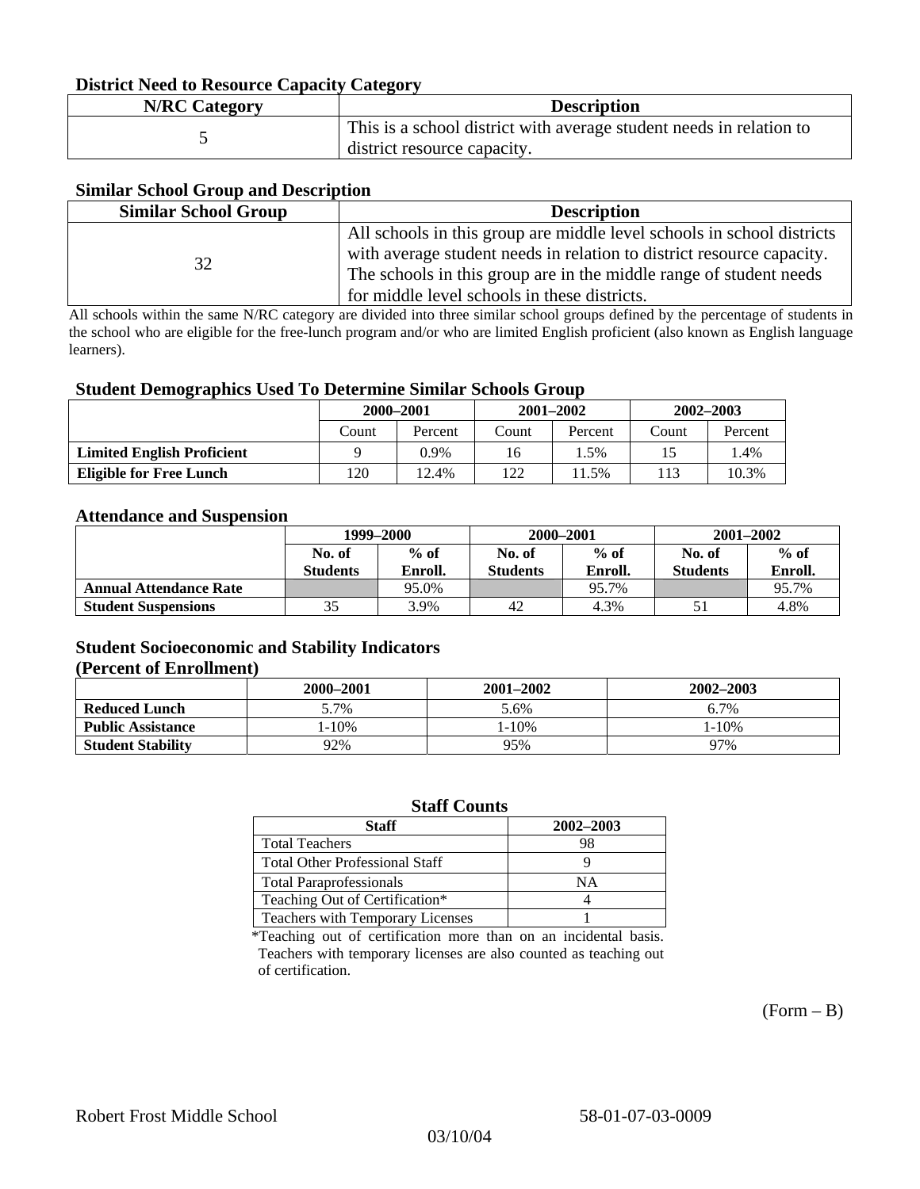### District Need to Resource Capacity Category

| N/RC Category | Description |
|---|---|
| 5 | This is a school district with average student needs in relation to district resource capacity. |

### Similar School Group and Description

| Similar School Group | Description |
|---|---|
| 32 | All schools in this group are middle level schools in school districts with average student needs in relation to district resource capacity. The schools in this group are in the middle range of student needs for middle level schools in these districts. |

All schools within the same N/RC category are divided into three similar school groups defined by the percentage of students in the school who are eligible for the free-lunch program and/or who are limited English proficient (also known as English language learners).

### Student Demographics Used To Determine Similar Schools Group

| | 2000–2001 | | 2001–2002 | | 2002–2003 | |
|---|---|---|---|---|---|---|
| | Count | Percent | Count | Percent | Count | Percent |
| **Limited English Proficient** | 9 | 0.9% | 16 | 1.5% | 15 | 1.4% |
| **Eligible for Free Lunch** | 120 | 12.4% | 122 | 11.5% | 113 | 10.3% |

### Attendance and Suspension

| | 1999–2000 | | 2000–2001 | | 2001–2002 | |
|---|---|---|---|---|---|---|
| | No. of Students | % of Enroll. | No. of Students | % of Enroll. | No. of Students | % of Enroll. |
| **Annual Attendance Rate** | | 95.0% | | 95.7% | | 95.7% |
| **Student Suspensions** | 35 | 3.9% | 42 | 4.3% | 51 | 4.8% |

### Student Socioeconomic and Stability Indicators
### (Percent of Enrollment)

| | 2000–2001 | 2001–2002 | 2002–2003 |
|---|---|---|---|
| **Reduced Lunch** | 5.7% | 5.6% | 6.7% |
| **Public Assistance** | 1-10% | 1-10% | 1-10% |
| **Student Stability** | 92% | 95% | 97% |

### Staff Counts

| Staff | 2002–2003 |
|---|---|
| Total Teachers | 98 |
| Total Other Professional Staff | 9 |
| Total Paraprofessionals | NA |
| Teaching Out of Certification* | 4 |
| Teachers with Temporary Licenses | 1 |

*Teaching out of certification more than on an incidental basis. Teachers with temporary licenses are also counted as teaching out of certification.

(Form – B)

Robert Frost Middle School 58-01-07-03-0009

03/10/04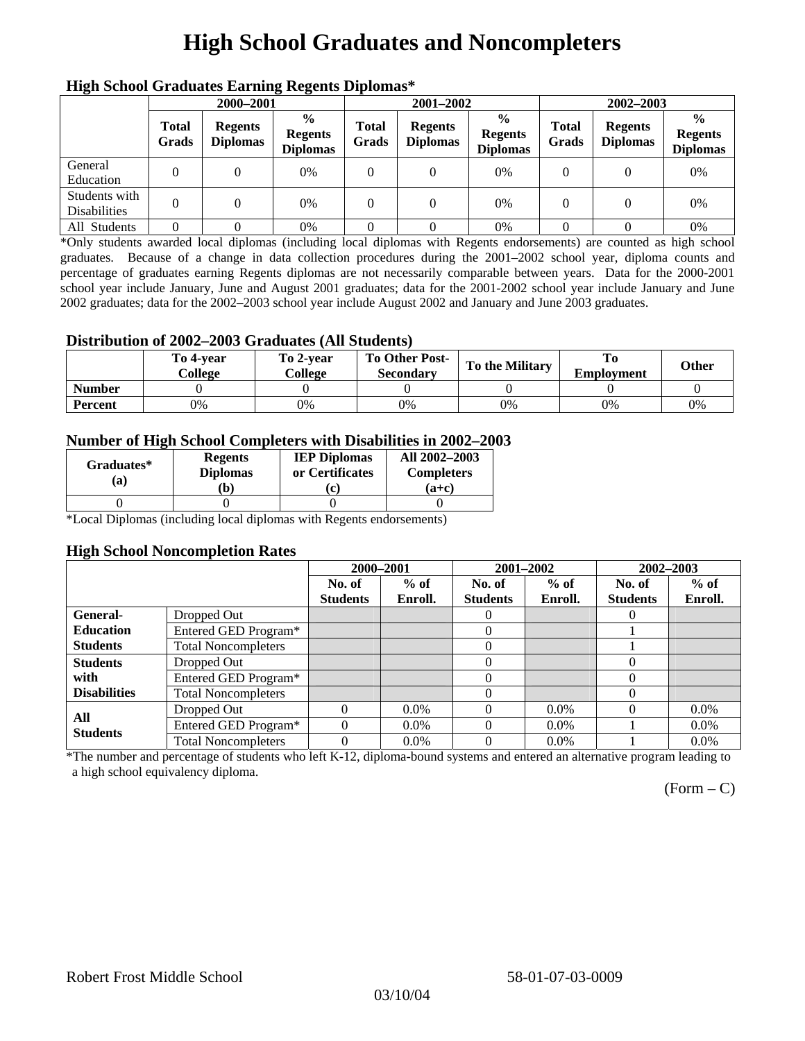# High School Graduates and Noncompleters

### High School Graduates Earning Regents Diplomas*

| | 2000–2001 | | | 2001–2002 | | | 2002–2003 | | |
|---|---|---|---|---|---|---|---|---|---|
| | **Total Grads** | **Regents Diplomas** | **% Regents Diplomas** | **Total Grads** | **Regents Diplomas** | **% Regents Diplomas** | **Total Grads** | **Regents Diplomas** | **% Regents Diplomas** |
| General Education | 0 | 0 | 0% | 0 | 0 | 0% | 0 | 0 | 0% |
| Students with Disabilities | 0 | 0 | 0% | 0 | 0 | 0% | 0 | 0 | 0% |
| All Students | 0 | 0 | 0% | 0 | 0 | 0% | 0 | 0 | 0% |

*Only students awarded local diplomas (including local diplomas with Regents endorsements) are counted as high school graduates. Because of a change in data collection procedures during the 2001–2002 school year, diploma counts and percentage of graduates earning Regents diplomas are not necessarily comparable between years. Data for the 2000-2001 school year include January, June and August 2001 graduates; data for the 2001-2002 school year include January and June 2002 graduates; data for the 2002–2003 school year include August 2002 and January and June 2003 graduates.

### Distribution of 2002–2003 Graduates (All Students)

| | To 4-year College | To 2-year College | To Other Post-Secondary | To the Military | To Employment | Other |
|---|---|---|---|---|---|---|
| **Number** | 0 | 0 | 0 | 0 | 0 | 0 |
| **Percent** | 0% | 0% | 0% | 0% | 0% | 0% |

### Number of High School Completers with Disabilities in 2002–2003

| Graduates* (a) | Regents Diplomas (b) | IEP Diplomas or Certificates (c) | All 2002–2003 Completers (a+c) |
|---|---|---|---|
| 0 | 0 | 0 | 0 |

*Local Diplomas (including local diplomas with Regents endorsements)

### High School Noncompletion Rates

| | | 2000–2001 | | 2001–2002 | | 2002–2003 | |
|---|---|---|---|---|---|---|---|
| | | **No. of Students** | **% of Enroll.** | **No. of Students** | **% of Enroll.** | **No. of Students** | **% of Enroll.** |
| **General-Education Students** | Dropped Out | | | 0 | | 0 | |
| | Entered GED Program* | | | 0 | | 1 | |
| | Total Noncompleters | | | 0 | | 1 | |
| **Students with Disabilities** | Dropped Out | | | 0 | | 0 | |
| | Entered GED Program* | | | 0 | | 0 | |
| | Total Noncompleters | | | 0 | | 0 | |
| **All Students** | Dropped Out | 0 | 0.0% | 0 | 0.0% | 0 | 0.0% |
| | Entered GED Program* | 0 | 0.0% | 0 | 0.0% | 1 | 0.0% |
| | Total Noncompleters | 0 | 0.0% | 0 | 0.0% | 1 | 0.0% |

*The number and percentage of students who left K-12, diploma-bound systems and entered an alternative program leading to a high school equivalency diploma.

(Form – C)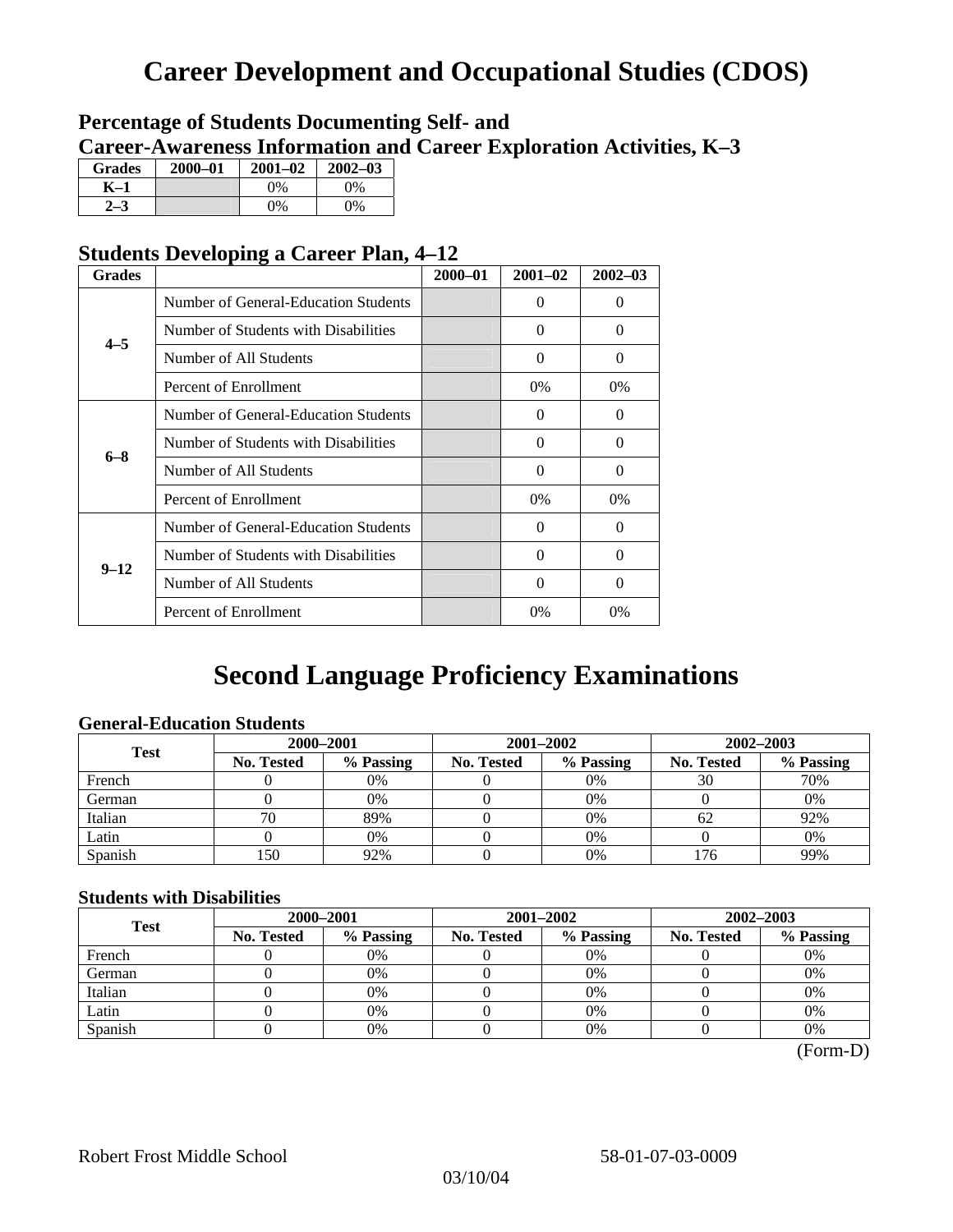# Career Development and Occupational Studies (CDOS)

## Percentage of Students Documenting Self- and Career-Awareness Information and Career Exploration Activities, K–3

| Grades | 2000–01 | 2001–02 | 2002–03 |
|---|---|---|---|
| K–1 | | 0% | 0% |
| 2–3 | | 0% | 0% |

## Students Developing a Career Plan, 4–12

| Grades | | 2000–01 | 2001–02 | 2002–03 |
|---|---|---|---|---|
| 4–5 | Number of General-Education Students | | 0 | 0 |
| | Number of Students with Disabilities | | 0 | 0 |
| | Number of All Students | | 0 | 0 |
| | Percent of Enrollment | | 0% | 0% |
| 6–8 | Number of General-Education Students | | 0 | 0 |
| | Number of Students with Disabilities | | 0 | 0 |
| | Number of All Students | | 0 | 0 |
| | Percent of Enrollment | | 0% | 0% |
| 9–12 | Number of General-Education Students | | 0 | 0 |
| | Number of Students with Disabilities | | 0 | 0 |
| | Number of All Students | | 0 | 0 |
| | Percent of Enrollment | | 0% | 0% |

# Second Language Proficiency Examinations

### General-Education Students

| Test | 2000–2001 | | 2001–2002 | | 2002–2003 | |
|---|---|---|---|---|---|---|
| | No. Tested | % Passing | No. Tested | % Passing | No. Tested | % Passing |
| French | 0 | 0% | 0 | 0% | 30 | 70% |
| German | 0 | 0% | 0 | 0% | 0 | 0% |
| Italian | 70 | 89% | 0 | 0% | 62 | 92% |
| Latin | 0 | 0% | 0 | 0% | 0 | 0% |
| Spanish | 150 | 92% | 0 | 0% | 176 | 99% |

### Students with Disabilities

| Test | 2000–2001 | | 2001–2002 | | 2002–2003 | |
|---|---|---|---|---|---|---|
| | No. Tested | % Passing | No. Tested | % Passing | No. Tested | % Passing |
| French | 0 | 0% | 0 | 0% | 0 | 0% |
| German | 0 | 0% | 0 | 0% | 0 | 0% |
| Italian | 0 | 0% | 0 | 0% | 0 | 0% |
| Latin | 0 | 0% | 0 | 0% | 0 | 0% |
| Spanish | 0 | 0% | 0 | 0% | 0 | 0% |

(Form-D)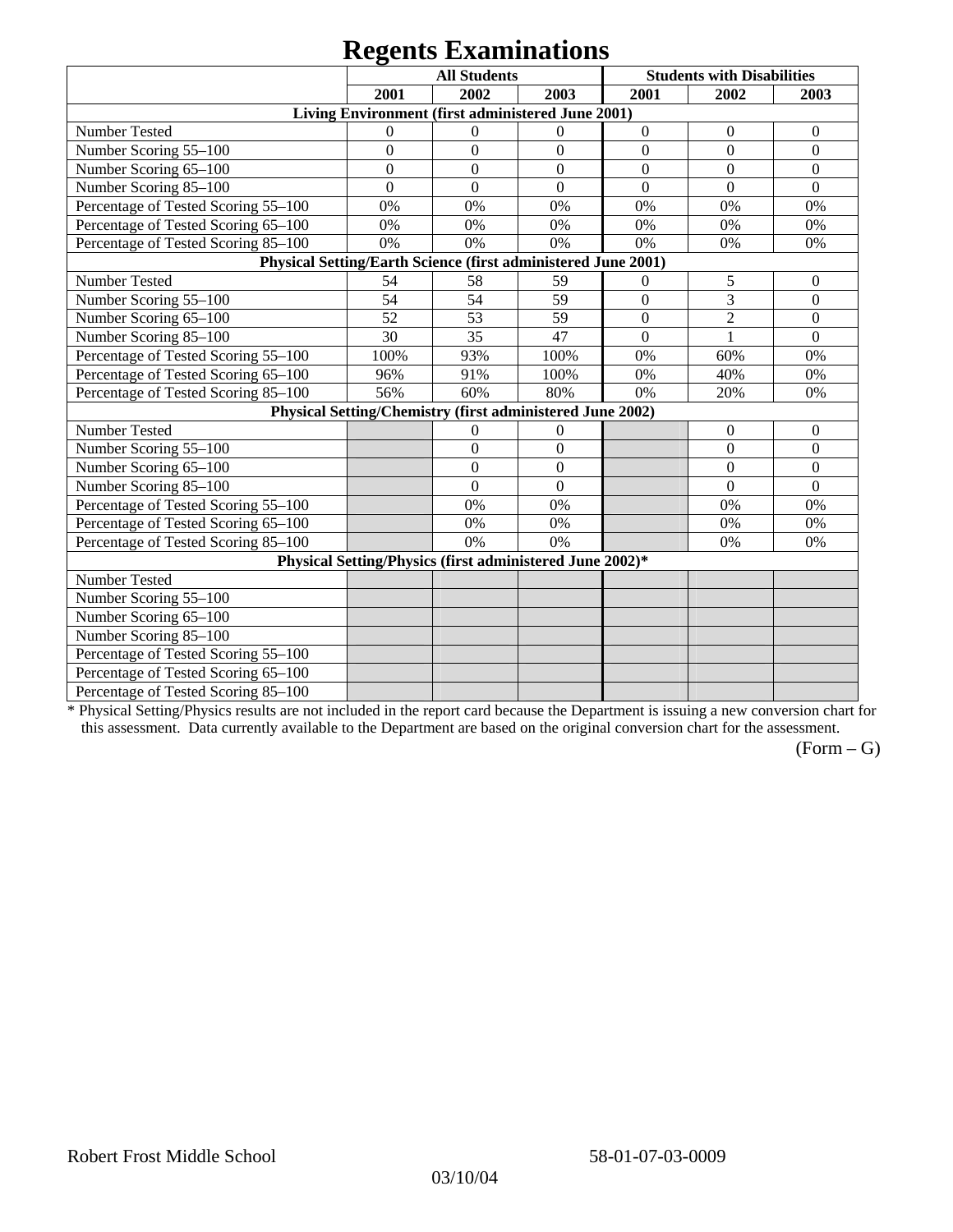# Regents Examinations

| | All Students | | | Students with Disabilities | | |
|---|---|---|---|---|---|---|
| | 2001 | 2002 | 2003 | 2001 | 2002 | 2003 |
| **Living Environment (first administered June 2001)** | | | | | | |
| Number Tested | 0 | 0 | 0 | 0 | 0 | 0 |
| Number Scoring 55–100 | 0 | 0 | 0 | 0 | 0 | 0 |
| Number Scoring 65–100 | 0 | 0 | 0 | 0 | 0 | 0 |
| Number Scoring 85–100 | 0 | 0 | 0 | 0 | 0 | 0 |
| Percentage of Tested Scoring 55–100 | 0% | 0% | 0% | 0% | 0% | 0% |
| Percentage of Tested Scoring 65–100 | 0% | 0% | 0% | 0% | 0% | 0% |
| Percentage of Tested Scoring 85–100 | 0% | 0% | 0% | 0% | 0% | 0% |
| **Physical Setting/Earth Science (first administered June 2001)** | | | | | | |
| Number Tested | 54 | 58 | 59 | 0 | 5 | 0 |
| Number Scoring 55–100 | 54 | 54 | 59 | 0 | 3 | 0 |
| Number Scoring 65–100 | 52 | 53 | 59 | 0 | 2 | 0 |
| Number Scoring 85–100 | 30 | 35 | 47 | 0 | 1 | 0 |
| Percentage of Tested Scoring 55–100 | 100% | 93% | 100% | 0% | 60% | 0% |
| Percentage of Tested Scoring 65–100 | 96% | 91% | 100% | 0% | 40% | 0% |
| Percentage of Tested Scoring 85–100 | 56% | 60% | 80% | 0% | 20% | 0% |
| **Physical Setting/Chemistry (first administered June 2002)** | | | | | | |
| Number Tested | | 0 | 0 | | 0 | 0 |
| Number Scoring 55–100 | | 0 | 0 | | 0 | 0 |
| Number Scoring 65–100 | | 0 | 0 | | 0 | 0 |
| Number Scoring 85–100 | | 0 | 0 | | 0 | 0 |
| Percentage of Tested Scoring 55–100 | | 0% | 0% | | 0% | 0% |
| Percentage of Tested Scoring 65–100 | | 0% | 0% | | 0% | 0% |
| Percentage of Tested Scoring 85–100 | | 0% | 0% | | 0% | 0% |
| **Physical Setting/Physics (first administered June 2002)*** | | | | | | |
| Number Tested | | | | | | |
| Number Scoring 55–100 | | | | | | |
| Number Scoring 65–100 | | | | | | |
| Number Scoring 85–100 | | | | | | |
| Percentage of Tested Scoring 55–100 | | | | | | |
| Percentage of Tested Scoring 65–100 | | | | | | |
| Percentage of Tested Scoring 85–100 | | | | | | |

* Physical Setting/Physics results are not included in the report card because the Department is issuing a new conversion chart for this assessment. Data currently available to the Department are based on the original conversion chart for the assessment.

(Form – G)

Robert Frost Middle School 58-01-07-03-0009

03/10/04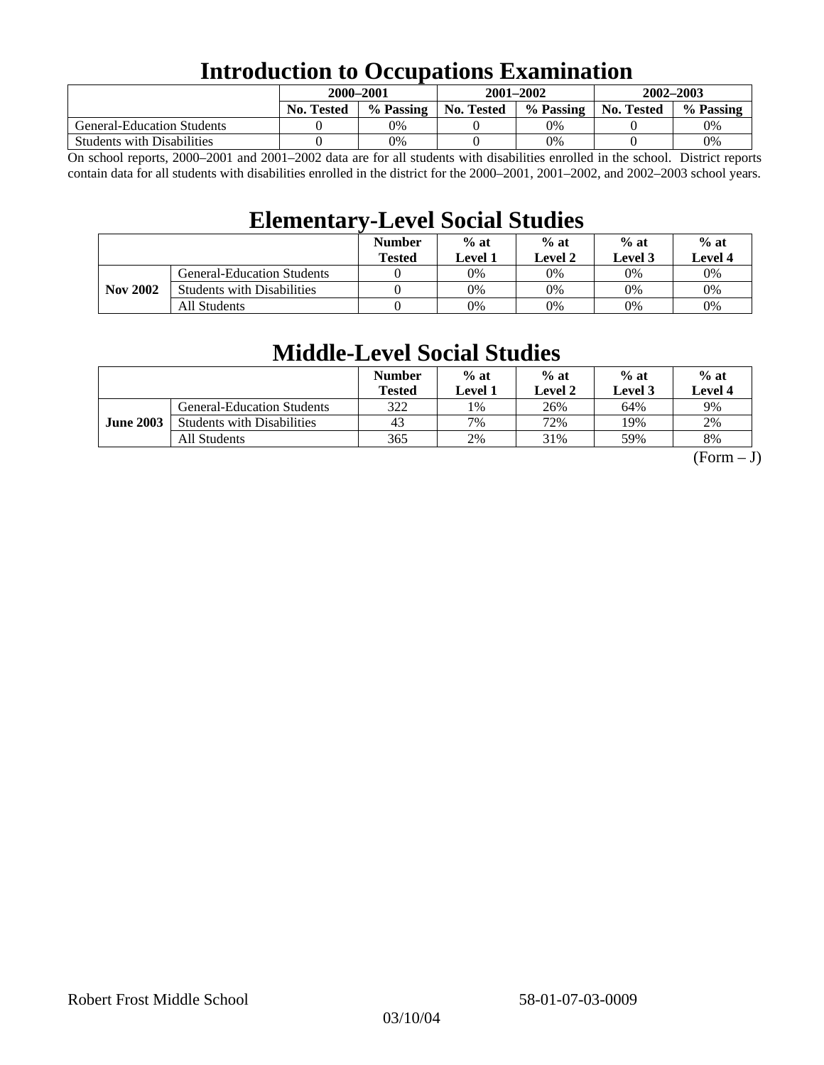# Introduction to Occupations Examination

| | 2000–2001 | | 2001–2002 | | 2002–2003 | |
|---|---|---|---|---|---|---|
| | No. Tested | % Passing | No. Tested | % Passing | No. Tested | % Passing |
| General-Education Students | 0 | 0% | 0 | 0% | 0 | 0% |
| Students with Disabilities | 0 | 0% | 0 | 0% | 0 | 0% |

On school reports, 2000–2001 and 2001–2002 data are for all students with disabilities enrolled in the school. District reports contain data for all students with disabilities enrolled in the district for the 2000–2001, 2001–2002, and 2002–2003 school years.

# Elementary-Level Social Studies

| | | Number Tested | % at Level 1 | % at Level 2 | % at Level 3 | % at Level 4 |
|---|---|---|---|---|---|---|
| **Nov 2002** | General-Education Students | 0 | 0% | 0% | 0% | 0% |
| | Students with Disabilities | 0 | 0% | 0% | 0% | 0% |
| | All Students | 0 | 0% | 0% | 0% | 0% |

# Middle-Level Social Studies

| | | Number Tested | % at Level 1 | % at Level 2 | % at Level 3 | % at Level 4 |
|---|---|---|---|---|---|---|
| **June 2003** | General-Education Students | 322 | 1% | 26% | 64% | 9% |
| | Students with Disabilities | 43 | 7% | 72% | 19% | 2% |
| | All Students | 365 | 2% | 31% | 59% | 8% |

(Form – J)

Robert Frost Middle School 58-01-07-03-0009

03/10/04